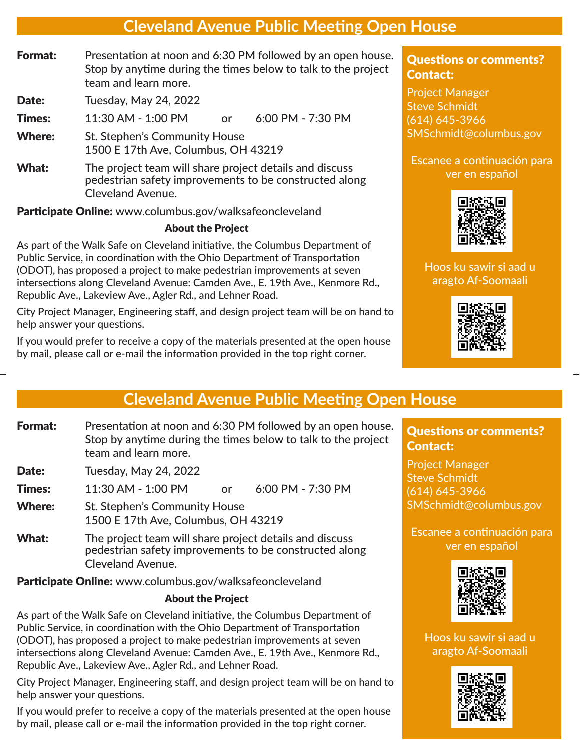# Cleveland Avenue Public Meeting Open House

**Format:** Presentation at noon and 6:30 PM followed by an open house. Stop by anytime during the times below to talk to the project team and learn more.

**Date:** Tuesday, May 24, 2022

**Times:** 11:30 AM - 1:00 PM or 6:00 PM - 7:30 PM

**Where:** St. Stephen's Community House
1500 E 17th Ave, Columbus, OH 43219

**What:** The project team will share project details and discuss pedestrian safety improvements to be constructed along Cleveland Avenue.

**Participate Online:** www.columbus.gov/walksafeoncleveland

### About the Project

As part of the Walk Safe on Cleveland initiative, the Columbus Department of Public Service, in coordination with the Ohio Department of Transportation (ODOT), has proposed a project to make pedestrian improvements at seven intersections along Cleveland Avenue: Camden Ave., E. 19th Ave., Kenmore Rd., Republic Ave., Lakeview Ave., Agler Rd., and Lehner Road.

City Project Manager, Engineering staff, and design project team will be on hand to help answer your questions.

If you would prefer to receive a copy of the materials presented at the open house by mail, please call or e-mail the information provided in the top right corner.

**Questions or comments? Contact:**

Project Manager
Steve Schmidt
(614) 645-3966
SMSchmidt@columbus.gov

Escanee a continuación para ver en español

Hoos ku sawir si aad u aragto Af-Soomaali

# Cleveland Avenue Public Meeting Open House

**Format:** Presentation at noon and 6:30 PM followed by an open house. Stop by anytime during the times below to talk to the project team and learn more.

**Date:** Tuesday, May 24, 2022

**Times:** 11:30 AM - 1:00 PM or 6:00 PM - 7:30 PM

**Where:** St. Stephen's Community House
1500 E 17th Ave, Columbus, OH 43219

**What:** The project team will share project details and discuss pedestrian safety improvements to be constructed along Cleveland Avenue.

**Participate Online:** www.columbus.gov/walksafeoncleveland

### About the Project

As part of the Walk Safe on Cleveland initiative, the Columbus Department of Public Service, in coordination with the Ohio Department of Transportation (ODOT), has proposed a project to make pedestrian improvements at seven intersections along Cleveland Avenue: Camden Ave., E. 19th Ave., Kenmore Rd., Republic Ave., Lakeview Ave., Agler Rd., and Lehner Road.

City Project Manager, Engineering staff, and design project team will be on hand to help answer your questions.

If you would prefer to receive a copy of the materials presented at the open house by mail, please call or e-mail the information provided in the top right corner.

**Questions or comments? Contact:**

Project Manager
Steve Schmidt
(614) 645-3966
SMSchmidt@columbus.gov

Escanee a continuación para ver en español

Hoos ku sawir si aad u aragto Af-Soomaali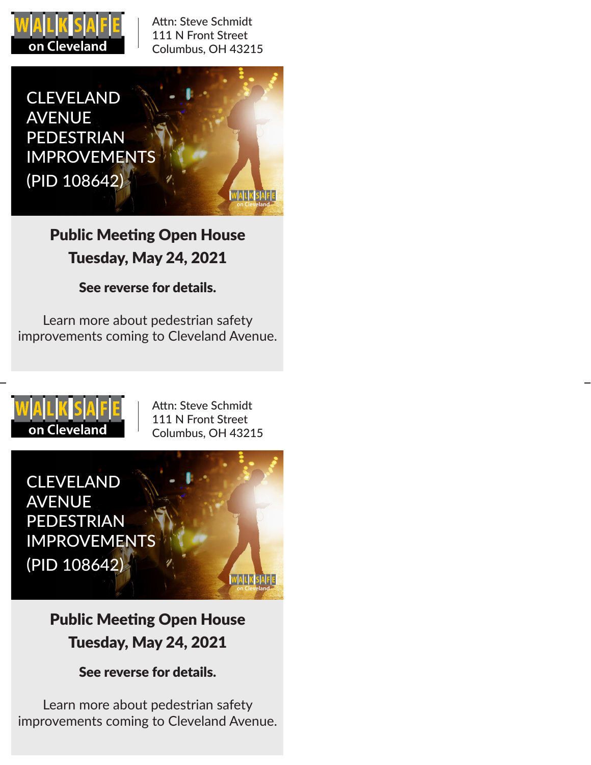WALKSAFE on Cleveland

Attn: Steve Schmidt
111 N Front Street
Columbus, OH 43215

# CLEVELAND AVENUE PEDESTRIAN IMPROVEMENTS (PID 108642)

**Public Meeting Open House**
**Tuesday, May 24, 2021**

**See reverse for details.**

Learn more about pedestrian safety improvements coming to Cleveland Avenue.

WALKSAFE on Cleveland

Attn: Steve Schmidt
111 N Front Street
Columbus, OH 43215

# CLEVELAND AVENUE PEDESTRIAN IMPROVEMENTS (PID 108642)

**Public Meeting Open House**
**Tuesday, May 24, 2021**

**See reverse for details.**

Learn more about pedestrian safety improvements coming to Cleveland Avenue.